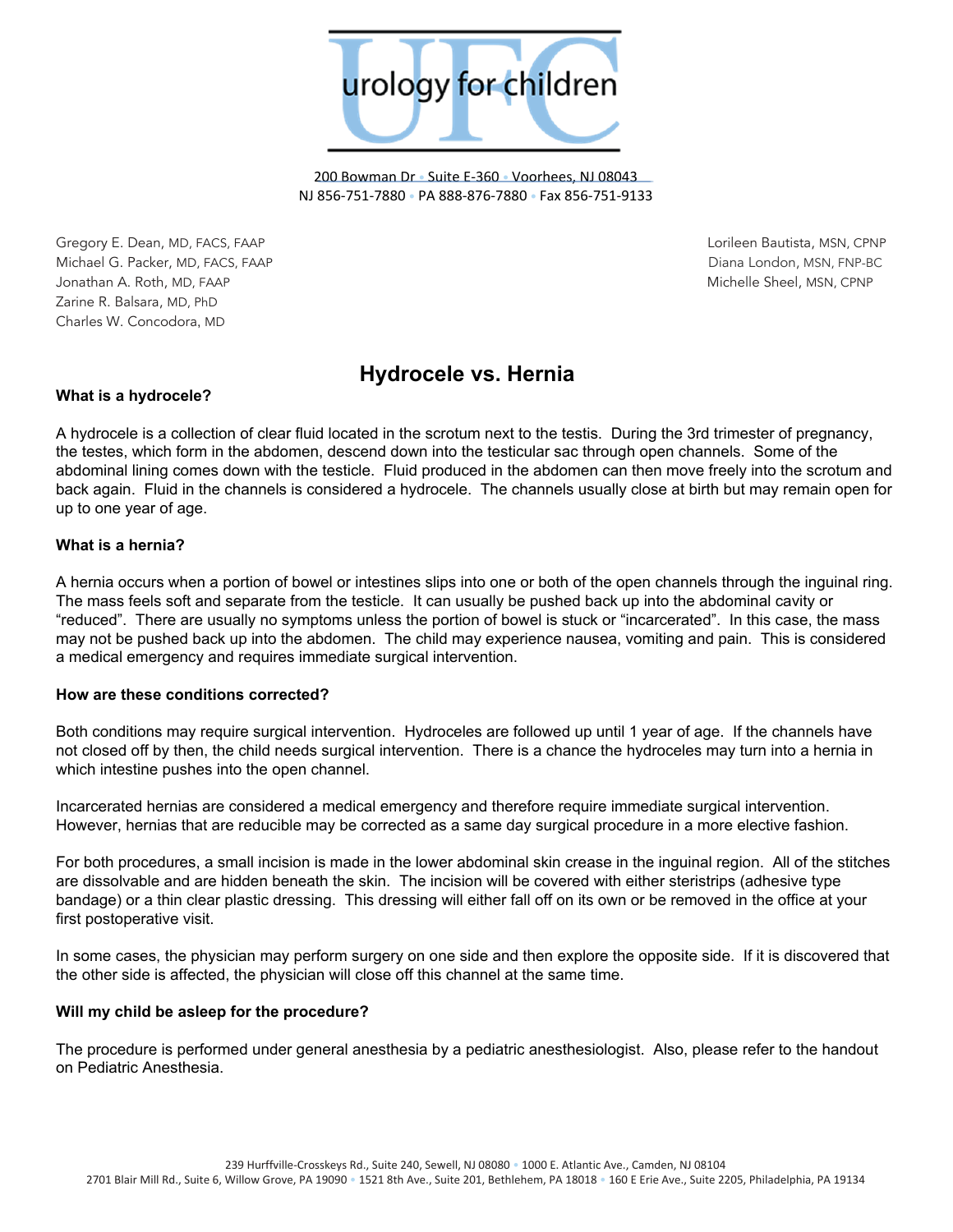urology for children

200 Bowman Dr • Suite E-360 • Voorhees, NJ 08043
NJ 856-751-7880 • PA 888-876-7880 • Fax 856-751-9133

Gregory E. Dean, MD, FACS, FAAP
Michael G. Packer, MD, FACS, FAAP
Jonathan A. Roth, MD, FAAP
Zarine R. Balsara, MD, PhD
Charles W. Concodora, MD

Lorileen Bautista, MSN, CPNP
Diana London, MSN, FNP-BC
Michelle Sheel, MSN, CPNP

# Hydrocele vs. Hernia

**What is a hydrocele?**

A hydrocele is a collection of clear fluid located in the scrotum next to the testis. During the 3rd trimester of pregnancy, the testes, which form in the abdomen, descend down into the testicular sac through open channels. Some of the abdominal lining comes down with the testicle. Fluid produced in the abdomen can then move freely into the scrotum and back again. Fluid in the channels is considered a hydrocele. The channels usually close at birth but may remain open for up to one year of age.

**What is a hernia?**

A hernia occurs when a portion of bowel or intestines slips into one or both of the open channels through the inguinal ring. The mass feels soft and separate from the testicle. It can usually be pushed back up into the abdominal cavity or "reduced". There are usually no symptoms unless the portion of bowel is stuck or "incarcerated". In this case, the mass may not be pushed back up into the abdomen. The child may experience nausea, vomiting and pain. This is considered a medical emergency and requires immediate surgical intervention.

**How are these conditions corrected?**

Both conditions may require surgical intervention. Hydroceles are followed up until 1 year of age. If the channels have not closed off by then, the child needs surgical intervention. There is a chance the hydroceles may turn into a hernia in which intestine pushes into the open channel.

Incarcerated hernias are considered a medical emergency and therefore require immediate surgical intervention. However, hernias that are reducible may be corrected as a same day surgical procedure in a more elective fashion.

For both procedures, a small incision is made in the lower abdominal skin crease in the inguinal region. All of the stitches are dissolvable and are hidden beneath the skin. The incision will be covered with either steristrips (adhesive type bandage) or a thin clear plastic dressing. This dressing will either fall off on its own or be removed in the office at your first postoperative visit.

In some cases, the physician may perform surgery on one side and then explore the opposite side. If it is discovered that the other side is affected, the physician will close off this channel at the same time.

**Will my child be asleep for the procedure?**

The procedure is performed under general anesthesia by a pediatric anesthesiologist. Also, please refer to the handout on Pediatric Anesthesia.

239 Hurffville-Crosskeys Rd., Suite 240, Sewell, NJ 08080 • 1000 E. Atlantic Ave., Camden, NJ 08104
2701 Blair Mill Rd., Suite 6, Willow Grove, PA 19090 • 1521 8th Ave., Suite 201, Bethlehem, PA 18018 • 160 E Erie Ave., Suite 2205, Philadelphia, PA 19134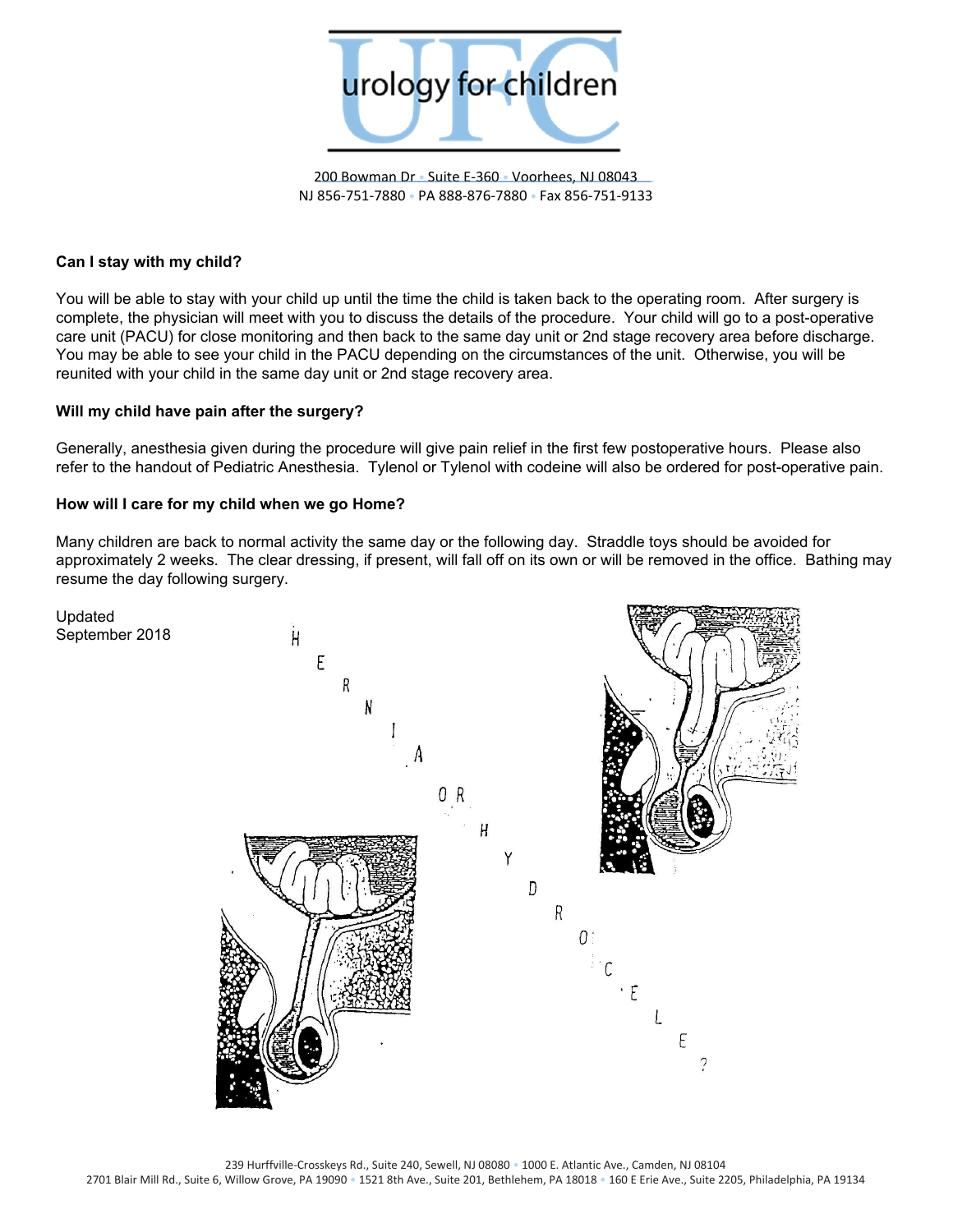**Can I stay with my child?**

You will be able to stay with your child up until the time the child is taken back to the operating room. After surgery is complete, the physician will meet with you to discuss the details of the procedure. Your child will go to a post-operative care unit (PACU) for close monitoring and then back to the same day unit or 2nd stage recovery area before discharge. You may be able to see your child in the PACU depending on the circumstances of the unit. Otherwise, you will be reunited with your child in the same day unit or 2nd stage recovery area.

**Will my child have pain after the surgery?**

Generally, anesthesia given during the procedure will give pain relief in the first few postoperative hours. Please also refer to the handout of Pediatric Anesthesia. Tylenol or Tylenol with codeine will also be ordered for post-operative pain.

**How will I care for my child when we go Home?**

Many children are back to normal activity the same day or the following day. Straddle toys should be avoided for approximately 2 weeks. The clear dressing, if present, will fall off on its own or will be removed in the office. Bathing may resume the day following surgery.

Updated
September 2018

HERNIA OR HYDROCELE?

239 Hurffville-Crosskeys Rd., Suite 240, Sewell, NJ 08080 • 1000 E. Atlantic Ave., Camden, NJ 08104
2701 Blair Mill Rd., Suite 6, Willow Grove, PA 19090 • 1521 8th Ave., Suite 201, Bethlehem, PA 18018 • 160 E Erie Ave., Suite 2205, Philadelphia, PA 19134